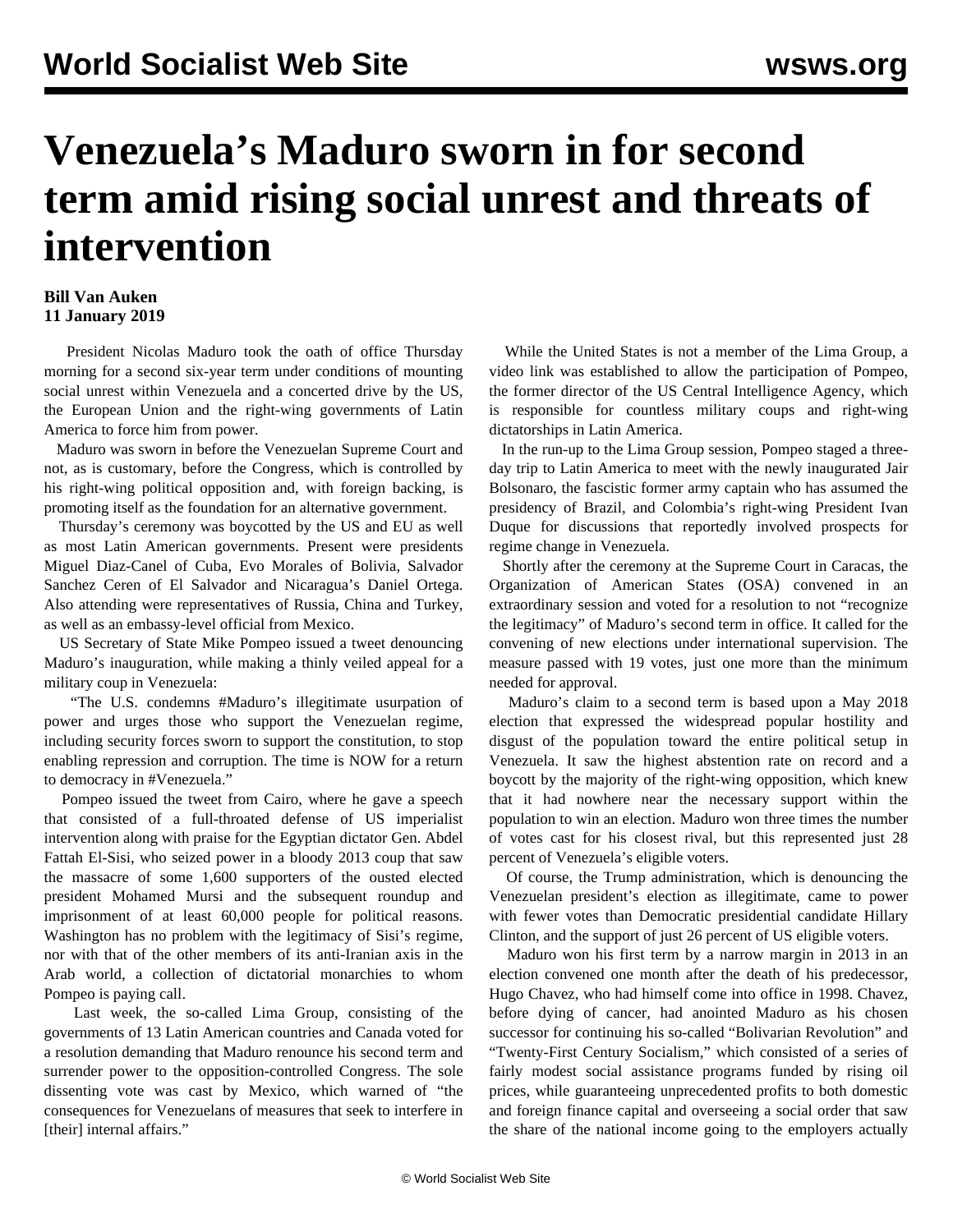# Venezuela's Maduro sworn in for second term amid rising social unrest and threats of intervention

**Bill Van Auken**
**11 January 2019**

President Nicolas Maduro took the oath of office Thursday morning for a second six-year term under conditions of mounting social unrest within Venezuela and a concerted drive by the US, the European Union and the right-wing governments of Latin America to force him from power.

Maduro was sworn in before the Venezuelan Supreme Court and not, as is customary, before the Congress, which is controlled by his right-wing political opposition and, with foreign backing, is promoting itself as the foundation for an alternative government.

Thursday's ceremony was boycotted by the US and EU as well as most Latin American governments. Present were presidents Miguel Diaz-Canel of Cuba, Evo Morales of Bolivia, Salvador Sanchez Ceren of El Salvador and Nicaragua's Daniel Ortega. Also attending were representatives of Russia, China and Turkey, as well as an embassy-level official from Mexico.

US Secretary of State Mike Pompeo issued a tweet denouncing Maduro's inauguration, while making a thinly veiled appeal for a military coup in Venezuela:

"The U.S. condemns #Maduro's illegitimate usurpation of power and urges those who support the Venezuelan regime, including security forces sworn to support the constitution, to stop enabling repression and corruption. The time is NOW for a return to democracy in #Venezuela."

Pompeo issued the tweet from Cairo, where he gave a speech that consisted of a full-throated defense of US imperialist intervention along with praise for the Egyptian dictator Gen. Abdel Fattah El-Sisi, who seized power in a bloody 2013 coup that saw the massacre of some 1,600 supporters of the ousted elected president Mohamed Mursi and the subsequent roundup and imprisonment of at least 60,000 people for political reasons. Washington has no problem with the legitimacy of Sisi's regime, nor with that of the other members of its anti-Iranian axis in the Arab world, a collection of dictatorial monarchies to whom Pompeo is paying call.

Last week, the so-called Lima Group, consisting of the governments of 13 Latin American countries and Canada voted for a resolution demanding that Maduro renounce his second term and surrender power to the opposition-controlled Congress. The sole dissenting vote was cast by Mexico, which warned of "the consequences for Venezuelans of measures that seek to interfere in [their] internal affairs."

While the United States is not a member of the Lima Group, a video link was established to allow the participation of Pompeo, the former director of the US Central Intelligence Agency, which is responsible for countless military coups and right-wing dictatorships in Latin America.

In the run-up to the Lima Group session, Pompeo staged a three-day trip to Latin America to meet with the newly inaugurated Jair Bolsonaro, the fascistic former army captain who has assumed the presidency of Brazil, and Colombia's right-wing President Ivan Duque for discussions that reportedly involved prospects for regime change in Venezuela.

Shortly after the ceremony at the Supreme Court in Caracas, the Organization of American States (OSA) convened in an extraordinary session and voted for a resolution to not "recognize the legitimacy" of Maduro's second term in office. It called for the convening of new elections under international supervision. The measure passed with 19 votes, just one more than the minimum needed for approval.

Maduro's claim to a second term is based upon a May 2018 election that expressed the widespread popular hostility and disgust of the population toward the entire political setup in Venezuela. It saw the highest abstention rate on record and a boycott by the majority of the right-wing opposition, which knew that it had nowhere near the necessary support within the population to win an election. Maduro won three times the number of votes cast for his closest rival, but this represented just 28 percent of Venezuela's eligible voters.

Of course, the Trump administration, which is denouncing the Venezuelan president's election as illegitimate, came to power with fewer votes than Democratic presidential candidate Hillary Clinton, and the support of just 26 percent of US eligible voters.

Maduro won his first term by a narrow margin in 2013 in an election convened one month after the death of his predecessor, Hugo Chavez, who had himself come into office in 1998. Chavez, before dying of cancer, had anointed Maduro as his chosen successor for continuing his so-called "Bolivarian Revolution" and "Twenty-First Century Socialism," which consisted of a series of fairly modest social assistance programs funded by rising oil prices, while guaranteeing unprecedented profits to both domestic and foreign finance capital and overseeing a social order that saw the share of the national income going to the employers actually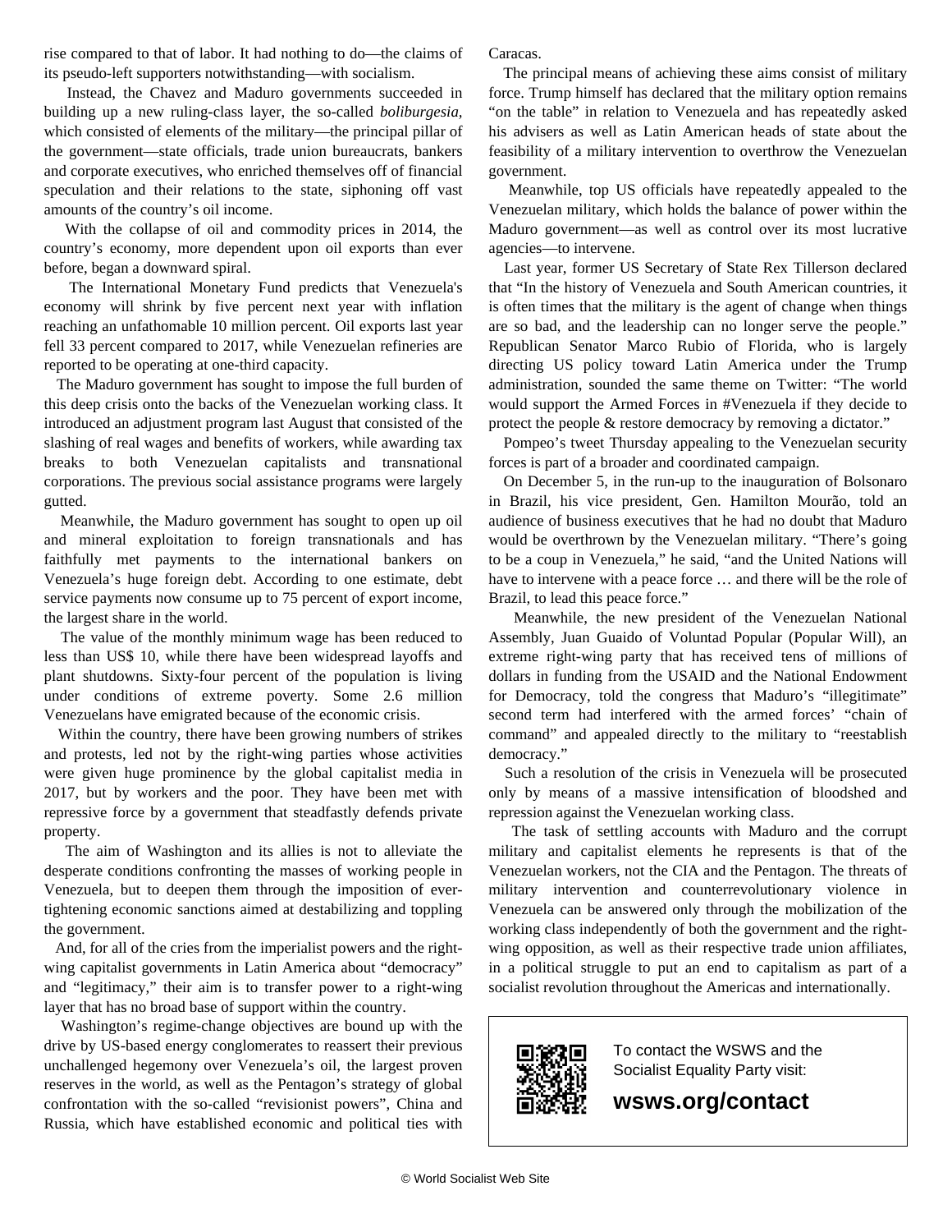rise compared to that of labor. It had nothing to do—the claims of its pseudo-left supporters notwithstanding—with socialism.

Instead, the Chavez and Maduro governments succeeded in building up a new ruling-class layer, the so-called *boliburgesia,* which consisted of elements of the military—the principal pillar of the government—state officials, trade union bureaucrats, bankers and corporate executives, who enriched themselves off of financial speculation and their relations to the state, siphoning off vast amounts of the country's oil income.

With the collapse of oil and commodity prices in 2014, the country's economy, more dependent upon oil exports than ever before, began a downward spiral.

The International Monetary Fund predicts that Venezuela's economy will shrink by five percent next year with inflation reaching an unfathomable 10 million percent. Oil exports last year fell 33 percent compared to 2017, while Venezuelan refineries are reported to be operating at one-third capacity.

The Maduro government has sought to impose the full burden of this deep crisis onto the backs of the Venezuelan working class. It introduced an adjustment program last August that consisted of the slashing of real wages and benefits of workers, while awarding tax breaks to both Venezuelan capitalists and transnational corporations. The previous social assistance programs were largely gutted.

Meanwhile, the Maduro government has sought to open up oil and mineral exploitation to foreign transnationals and has faithfully met payments to the international bankers on Venezuela's huge foreign debt. According to one estimate, debt service payments now consume up to 75 percent of export income, the largest share in the world.

The value of the monthly minimum wage has been reduced to less than US$ 10, while there have been widespread layoffs and plant shutdowns. Sixty-four percent of the population is living under conditions of extreme poverty. Some 2.6 million Venezuelans have emigrated because of the economic crisis.

Within the country, there have been growing numbers of strikes and protests, led not by the right-wing parties whose activities were given huge prominence by the global capitalist media in 2017, but by workers and the poor. They have been met with repressive force by a government that steadfastly defends private property.

The aim of Washington and its allies is not to alleviate the desperate conditions confronting the masses of working people in Venezuela, but to deepen them through the imposition of ever-tightening economic sanctions aimed at destabilizing and toppling the government.

And, for all of the cries from the imperialist powers and the right-wing capitalist governments in Latin America about "democracy" and "legitimacy," their aim is to transfer power to a right-wing layer that has no broad base of support within the country.

Washington's regime-change objectives are bound up with the drive by US-based energy conglomerates to reassert their previous unchallenged hegemony over Venezuela's oil, the largest proven reserves in the world, as well as the Pentagon's strategy of global confrontation with the so-called "revisionist powers", China and Russia, which have established economic and political ties with Caracas.

The principal means of achieving these aims consist of military force. Trump himself has declared that the military option remains "on the table" in relation to Venezuela and has repeatedly asked his advisers as well as Latin American heads of state about the feasibility of a military intervention to overthrow the Venezuelan government.

Meanwhile, top US officials have repeatedly appealed to the Venezuelan military, which holds the balance of power within the Maduro government—as well as control over its most lucrative agencies—to intervene.

Last year, former US Secretary of State Rex Tillerson declared that "In the history of Venezuela and South American countries, it is often times that the military is the agent of change when things are so bad, and the leadership can no longer serve the people." Republican Senator Marco Rubio of Florida, who is largely directing US policy toward Latin America under the Trump administration, sounded the same theme on Twitter: "The world would support the Armed Forces in #Venezuela if they decide to protect the people & restore democracy by removing a dictator."

Pompeo's tweet Thursday appealing to the Venezuelan security forces is part of a broader and coordinated campaign.

On December 5, in the run-up to the inauguration of Bolsonaro in Brazil, his vice president, Gen. Hamilton Mourão, told an audience of business executives that he had no doubt that Maduro would be overthrown by the Venezuelan military. "There's going to be a coup in Venezuela," he said, "and the United Nations will have to intervene with a peace force … and there will be the role of Brazil, to lead this peace force."

Meanwhile, the new president of the Venezuelan National Assembly, Juan Guaido of Voluntad Popular (Popular Will), an extreme right-wing party that has received tens of millions of dollars in funding from the USAID and the National Endowment for Democracy, told the congress that Maduro's "illegitimate" second term had interfered with the armed forces' "chain of command" and appealed directly to the military to "reestablish democracy."

Such a resolution of the crisis in Venezuela will be prosecuted only by means of a massive intensification of bloodshed and repression against the Venezuelan working class.

The task of settling accounts with Maduro and the corrupt military and capitalist elements he represents is that of the Venezuelan workers, not the CIA and the Pentagon. The threats of military intervention and counterrevolutionary violence in Venezuela can be answered only through the mobilization of the working class independently of both the government and the right-wing opposition, as well as their respective trade union affiliates, in a political struggle to put an end to capitalism as part of a socialist revolution throughout the Americas and internationally.

To contact the WSWS and the Socialist Equality Party visit:

**wsws.org/contact**